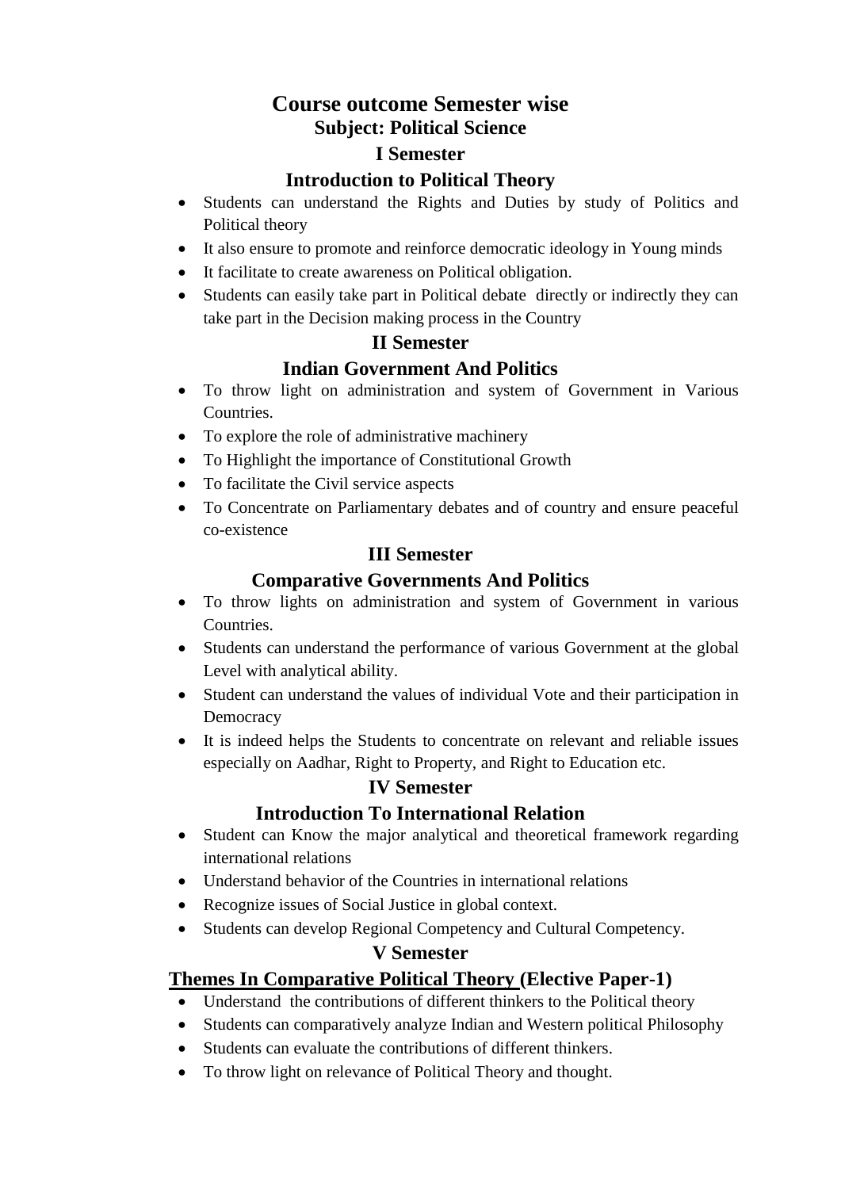# Course outcome Semester wise

## Subject: Political Science

### I Semester

### Introduction to Political Theory

- Students can understand the Rights and Duties by study of Politics and Political theory
- It also ensure to promote and reinforce democratic ideology in Young minds
- It facilitate to create awareness on Political obligation.
- Students can easily take part in Political debate directly or indirectly they can take part in the Decision making process in the Country

### II Semester

### Indian Government And Politics

- To throw light on administration and system of Government in Various Countries.
- To explore the role of administrative machinery
- To Highlight the importance of Constitutional Growth
- To facilitate the Civil service aspects
- To Concentrate on Parliamentary debates and of country and ensure peaceful co-existence

### III Semester

### Comparative Governments And Politics

- To throw lights on administration and system of Government in various Countries.
- Students can understand the performance of various Government at the global Level with analytical ability.
- Student can understand the values of individual Vote and their participation in Democracy
- It is indeed helps the Students to concentrate on relevant and reliable issues especially on Aadhar, Right to Property, and Right to Education etc.

### IV Semester

### Introduction To International Relation

- Student can Know the major analytical and theoretical framework regarding international relations
- Understand behavior of the Countries in international relations
- Recognize issues of Social Justice in global context.
- Students can develop Regional Competency and Cultural Competency.

### V Semester

### Themes In Comparative Political Theory (Elective Paper-1)

- Understand the contributions of different thinkers to the Political theory
- Students can comparatively analyze Indian and Western political Philosophy
- Students can evaluate the contributions of different thinkers.
- To throw light on relevance of Political Theory and thought.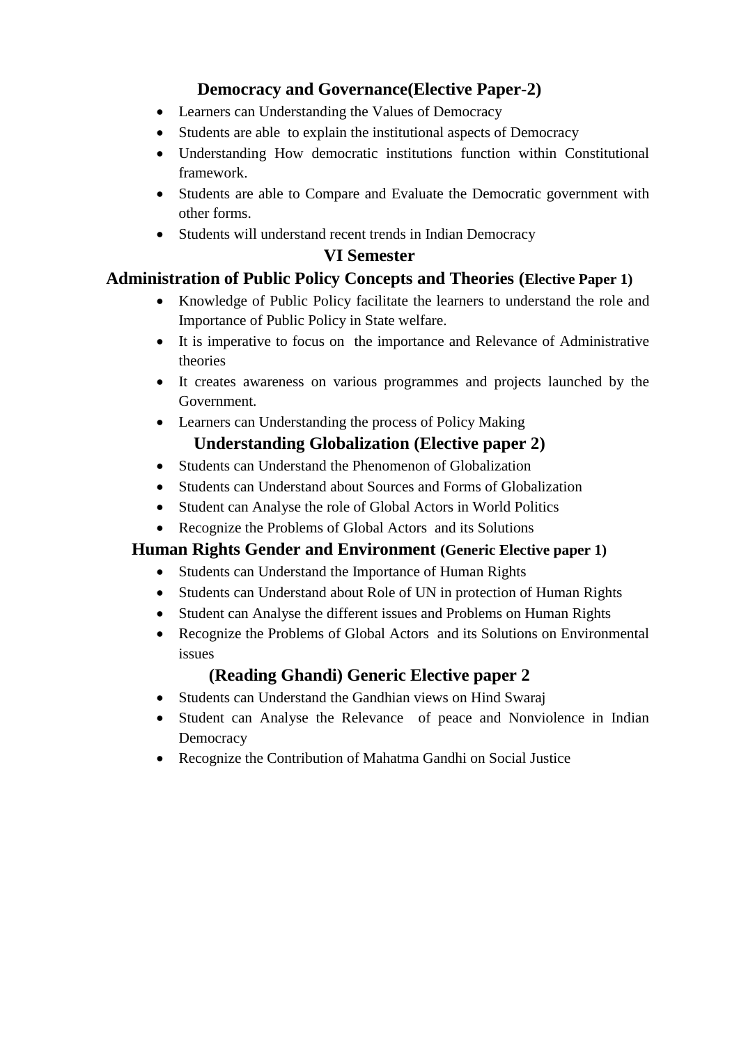### Democracy and Governance(Elective Paper-2)

- Learners can Understanding the Values of Democracy
- Students are able to explain the institutional aspects of Democracy
- Understanding How democratic institutions function within Constitutional framework.
- Students are able to Compare and Evaluate the Democratic government with other forms.
- Students will understand recent trends in Indian Democracy

## VI Semester

### Administration of Public Policy Concepts and Theories (Elective Paper 1)

- Knowledge of Public Policy facilitate the learners to understand the role and Importance of Public Policy in State welfare.
- It is imperative to focus on the importance and Relevance of Administrative theories
- It creates awareness on various programmes and projects launched by the Government.
- Learners can Understanding the process of Policy Making

### Understanding Globalization (Elective paper 2)

- Students can Understand the Phenomenon of Globalization
- Students can Understand about Sources and Forms of Globalization
- Student can Analyse the role of Global Actors in World Politics
- Recognize the Problems of Global Actors and its Solutions

### Human Rights Gender and Environment (Generic Elective paper 1)

- Students can Understand the Importance of Human Rights
- Students can Understand about Role of UN in protection of Human Rights
- Student can Analyse the different issues and Problems on Human Rights
- Recognize the Problems of Global Actors and its Solutions on Environmental issues

### (Reading Ghandi) Generic Elective paper 2

- Students can Understand the Gandhian views on Hind Swaraj
- Student can Analyse the Relevance of peace and Nonviolence in Indian Democracy
- Recognize the Contribution of Mahatma Gandhi on Social Justice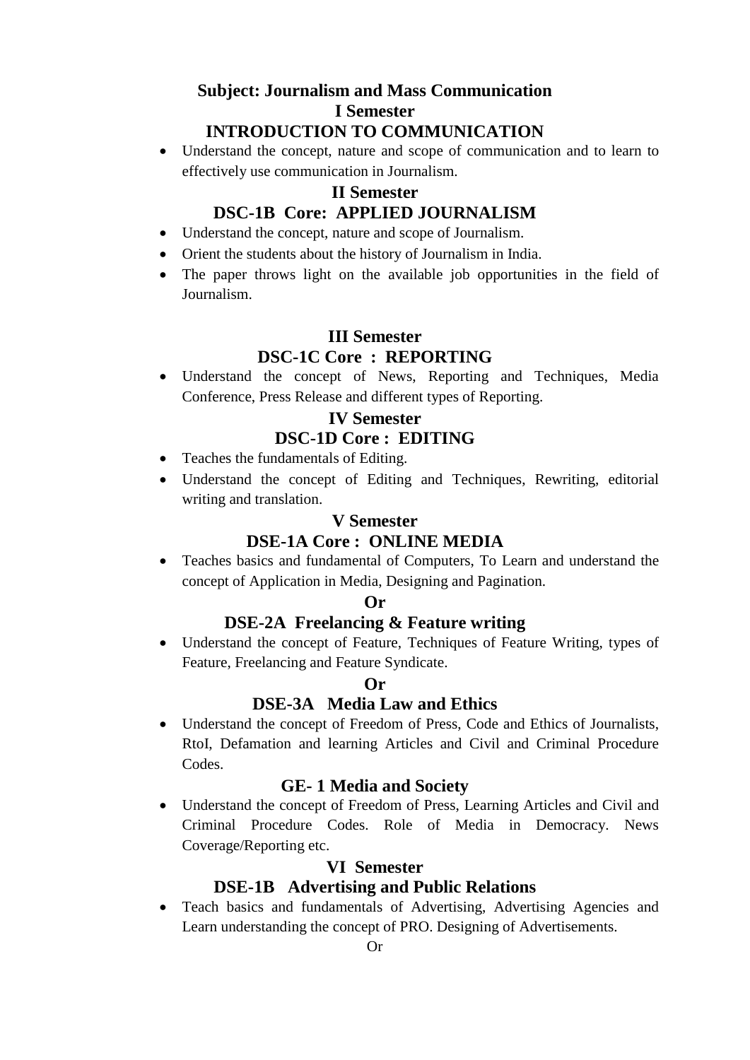## Subject: Journalism and Mass Communication

### I Semester

### INTRODUCTION TO COMMUNICATION

- Understand the concept, nature and scope of communication and to learn to effectively use communication in Journalism.

### II Semester

### DSC-1B Core: APPLIED JOURNALISM

- Understand the concept, nature and scope of Journalism.
- Orient the students about the history of Journalism in India.
- The paper throws light on the available job opportunities in the field of Journalism.

### III Semester

### DSC-1C Core : REPORTING

- Understand the concept of News, Reporting and Techniques, Media Conference, Press Release and different types of Reporting.

### IV Semester

### DSC-1D Core : EDITING

- Teaches the fundamentals of Editing.
- Understand the concept of Editing and Techniques, Rewriting, editorial writing and translation.

### V Semester

### DSE-1A Core : ONLINE MEDIA

- Teaches basics and fundamental of Computers, To Learn and understand the concept of Application in Media, Designing and Pagination.

**Or**

### DSE-2A Freelancing & Feature writing

- Understand the concept of Feature, Techniques of Feature Writing, types of Feature, Freelancing and Feature Syndicate.

**Or**

### DSE-3A Media Law and Ethics

- Understand the concept of Freedom of Press, Code and Ethics of Journalists, RtoI, Defamation and learning Articles and Civil and Criminal Procedure Codes.

### GE- 1 Media and Society

- Understand the concept of Freedom of Press, Learning Articles and Civil and Criminal Procedure Codes. Role of Media in Democracy. News Coverage/Reporting etc.

### VI Semester

### DSE-1B Advertising and Public Relations

- Teach basics and fundamentals of Advertising, Advertising Agencies and Learn understanding the concept of PRO. Designing of Advertisements.

Or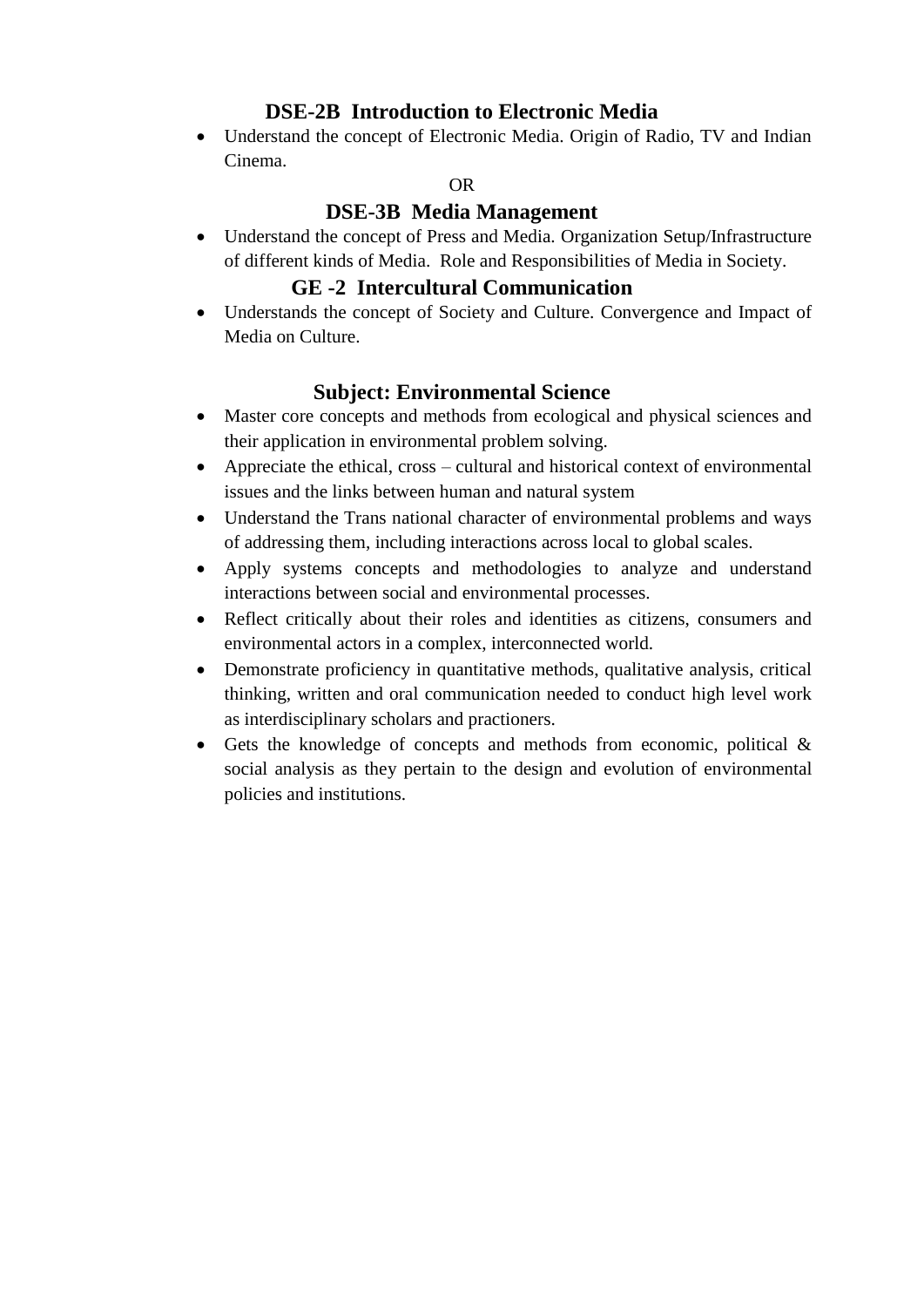### DSE-2B Introduction to Electronic Media

- Understand the concept of Electronic Media. Origin of Radio, TV and Indian Cinema.

OR

### DSE-3B Media Management

- Understand the concept of Press and Media. Organization Setup/Infrastructure of different kinds of Media. Role and Responsibilities of Media in Society.

### GE -2 Intercultural Communication

- Understands the concept of Society and Culture. Convergence and Impact of Media on Culture.

## Subject: Environmental Science

- Master core concepts and methods from ecological and physical sciences and their application in environmental problem solving.
- Appreciate the ethical, cross – cultural and historical context of environmental issues and the links between human and natural system
- Understand the Trans national character of environmental problems and ways of addressing them, including interactions across local to global scales.
- Apply systems concepts and methodologies to analyze and understand interactions between social and environmental processes.
- Reflect critically about their roles and identities as citizens, consumers and environmental actors in a complex, interconnected world.
- Demonstrate proficiency in quantitative methods, qualitative analysis, critical thinking, written and oral communication needed to conduct high level work as interdisciplinary scholars and practioners.
- Gets the knowledge of concepts and methods from economic, political & social analysis as they pertain to the design and evolution of environmental policies and institutions.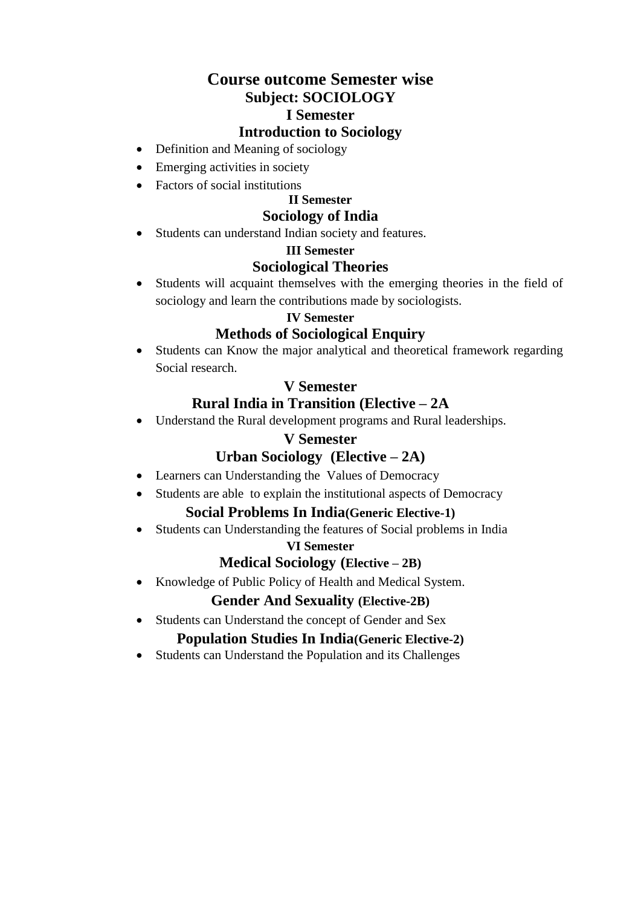# Course outcome Semester wise

## Subject: SOCIOLOGY

### I Semester

### Introduction to Sociology

- Definition and Meaning of sociology
- Emerging activities in society
- Factors of social institutions

### II Semester

### Sociology of India

- Students can understand Indian society and features.

### III Semester

### Sociological Theories

- Students will acquaint themselves with the emerging theories in the field of sociology and learn the contributions made by sociologists.

### IV Semester

### Methods of Sociological Enquiry

- Students can Know the major analytical and theoretical framework regarding Social research.

### V Semester

### Rural India in Transition (Elective – 2A

- Understand the Rural development programs and Rural leaderships.

### V Semester

### Urban Sociology (Elective – 2A)

- Learners can Understanding the Values of Democracy
- Students are able to explain the institutional aspects of Democracy

### Social Problems In India(Generic Elective-1)

- Students can Understanding the features of Social problems in India

### VI Semester

### Medical Sociology (Elective – 2B)

- Knowledge of Public Policy of Health and Medical System.

### Gender And Sexuality (Elective-2B)

- Students can Understand the concept of Gender and Sex

### Population Studies In India(Generic Elective-2)

- Students can Understand the Population and its Challenges